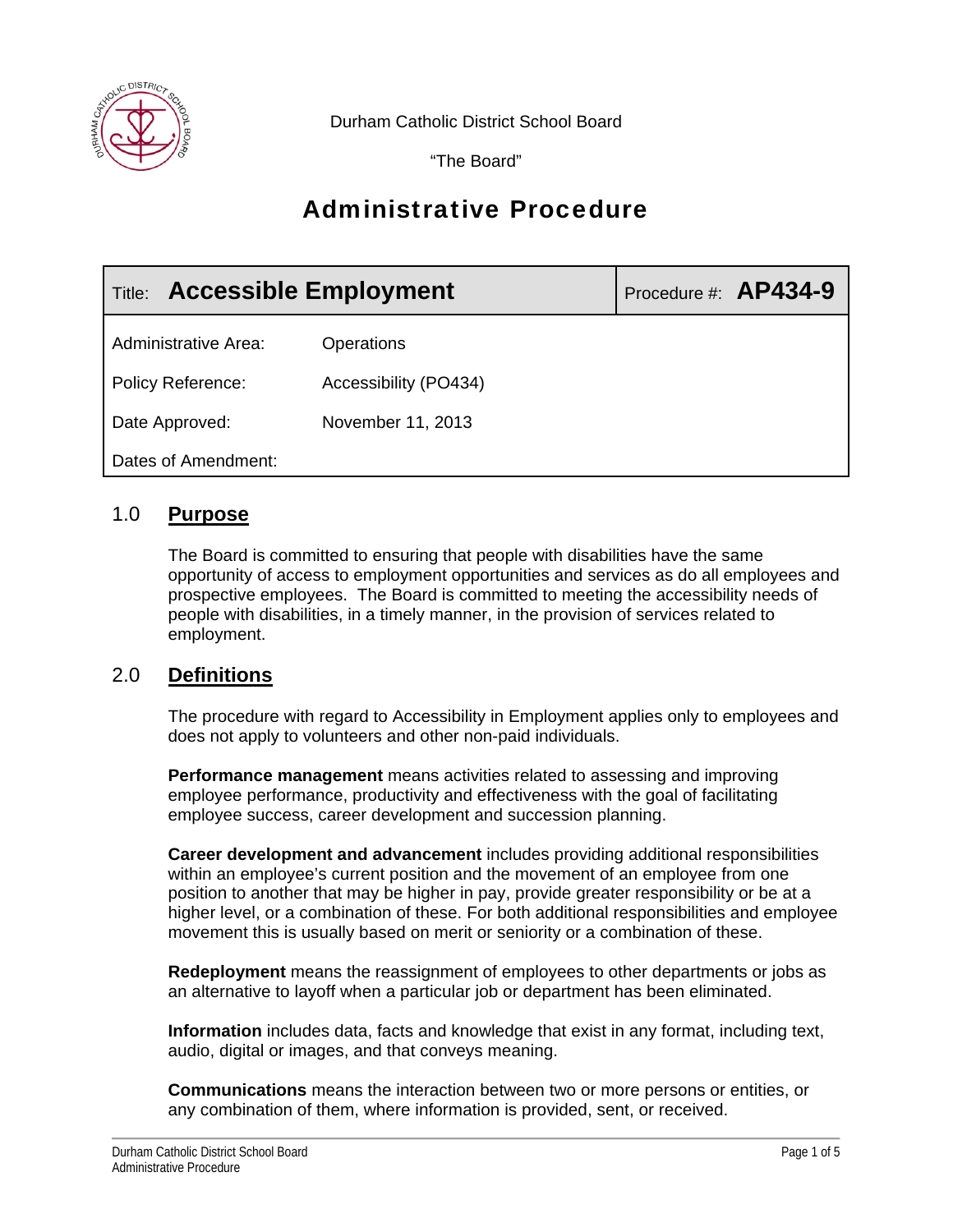Durham Catholic District School Board

"The Board"

# Administrative Procedure

| Title: **Accessible Employment** | Procedure #: **AP434-9** |
|---|---|
| Administrative Area: Operations | |
| Policy Reference: Accessibility (PO434) | |
| Date Approved: November 11, 2013 | |
| Dates of Amendment: | |

## 1.0 Purpose

The Board is committed to ensuring that people with disabilities have the same opportunity of access to employment opportunities and services as do all employees and prospective employees. The Board is committed to meeting the accessibility needs of people with disabilities, in a timely manner, in the provision of services related to employment.

## 2.0 Definitions

The procedure with regard to Accessibility in Employment applies only to employees and does not apply to volunteers and other non-paid individuals.

**Performance management** means activities related to assessing and improving employee performance, productivity and effectiveness with the goal of facilitating employee success, career development and succession planning.

**Career development and advancement** includes providing additional responsibilities within an employee's current position and the movement of an employee from one position to another that may be higher in pay, provide greater responsibility or be at a higher level, or a combination of these. For both additional responsibilities and employee movement this is usually based on merit or seniority or a combination of these.

**Redeployment** means the reassignment of employees to other departments or jobs as an alternative to layoff when a particular job or department has been eliminated.

**Information** includes data, facts and knowledge that exist in any format, including text, audio, digital or images, and that conveys meaning.

**Communications** means the interaction between two or more persons or entities, or any combination of them, where information is provided, sent, or received.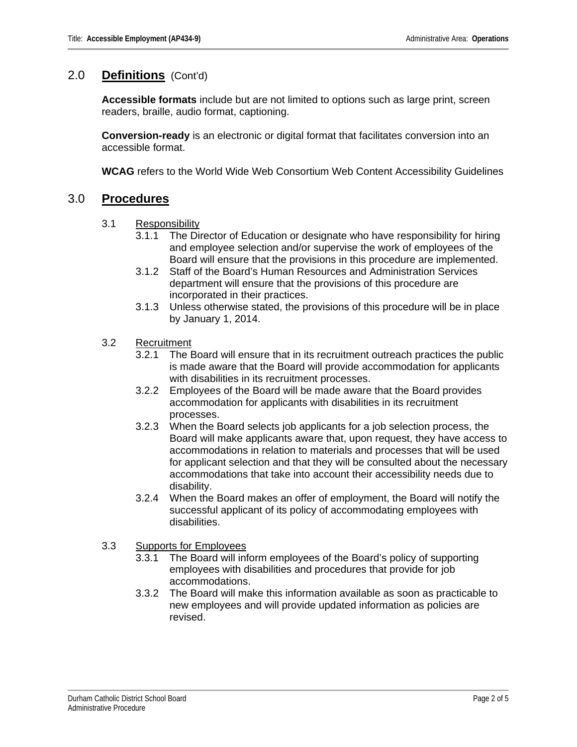## 2.0 Definitions (Cont'd)

**Accessible formats** include but are not limited to options such as large print, screen readers, braille, audio format, captioning.

**Conversion-ready** is an electronic or digital format that facilitates conversion into an accessible format.

**WCAG** refers to the World Wide Web Consortium Web Content Accessibility Guidelines

## 3.0 Procedures

### 3.1 Responsibility

- 3.1.1 The Director of Education or designate who have responsibility for hiring and employee selection and/or supervise the work of employees of the Board will ensure that the provisions in this procedure are implemented.
- 3.1.2 Staff of the Board's Human Resources and Administration Services department will ensure that the provisions of this procedure are incorporated in their practices.
- 3.1.3 Unless otherwise stated, the provisions of this procedure will be in place by January 1, 2014.

### 3.2 Recruitment

- 3.2.1 The Board will ensure that in its recruitment outreach practices the public is made aware that the Board will provide accommodation for applicants with disabilities in its recruitment processes.
- 3.2.2 Employees of the Board will be made aware that the Board provides accommodation for applicants with disabilities in its recruitment processes.
- 3.2.3 When the Board selects job applicants for a job selection process, the Board will make applicants aware that, upon request, they have access to accommodations in relation to materials and processes that will be used for applicant selection and that they will be consulted about the necessary accommodations that take into account their accessibility needs due to disability.
- 3.2.4 When the Board makes an offer of employment, the Board will notify the successful applicant of its policy of accommodating employees with disabilities.

### 3.3 Supports for Employees

- 3.3.1 The Board will inform employees of the Board's policy of supporting employees with disabilities and procedures that provide for job accommodations.
- 3.3.2 The Board will make this information available as soon as practicable to new employees and will provide updated information as policies are revised.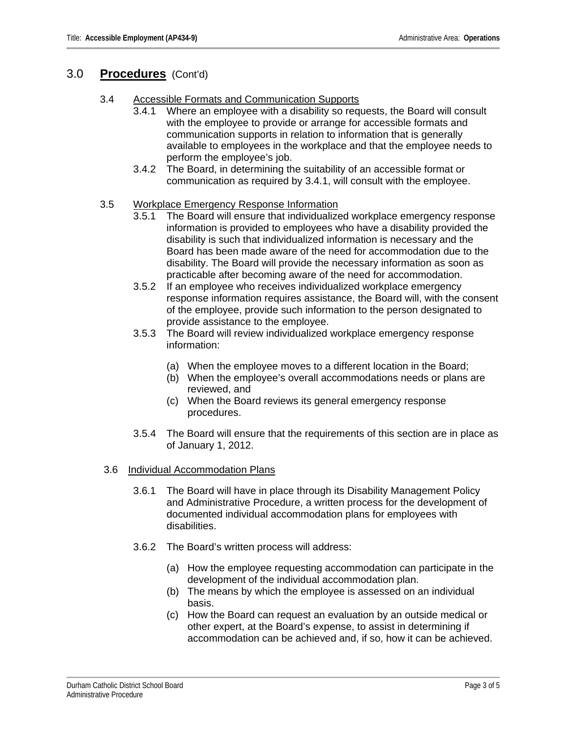## 3.0 **Procedures** (Cont'd)

### 3.4 Accessible Formats and Communication Supports

3.4.1 Where an employee with a disability so requests, the Board will consult with the employee to provide or arrange for accessible formats and communication supports in relation to information that is generally available to employees in the workplace and that the employee needs to perform the employee's job.

3.4.2 The Board, in determining the suitability of an accessible format or communication as required by 3.4.1, will consult with the employee.

### 3.5 Workplace Emergency Response Information

3.5.1 The Board will ensure that individualized workplace emergency response information is provided to employees who have a disability provided the disability is such that individualized information is necessary and the Board has been made aware of the need for accommodation due to the disability. The Board will provide the necessary information as soon as practicable after becoming aware of the need for accommodation.

3.5.2 If an employee who receives individualized workplace emergency response information requires assistance, the Board will, with the consent of the employee, provide such information to the person designated to provide assistance to the employee.

3.5.3 The Board will review individualized workplace emergency response information:

(a) When the employee moves to a different location in the Board;
(b) When the employee's overall accommodations needs or plans are reviewed, and
(c) When the Board reviews its general emergency response procedures.

3.5.4 The Board will ensure that the requirements of this section are in place as of January 1, 2012.

### 3.6 Individual Accommodation Plans

3.6.1 The Board will have in place through its Disability Management Policy and Administrative Procedure, a written process for the development of documented individual accommodation plans for employees with disabilities.

3.6.2 The Board's written process will address:

(a) How the employee requesting accommodation can participate in the development of the individual accommodation plan.
(b) The means by which the employee is assessed on an individual basis.
(c) How the Board can request an evaluation by an outside medical or other expert, at the Board's expense, to assist in determining if accommodation can be achieved and, if so, how it can be achieved.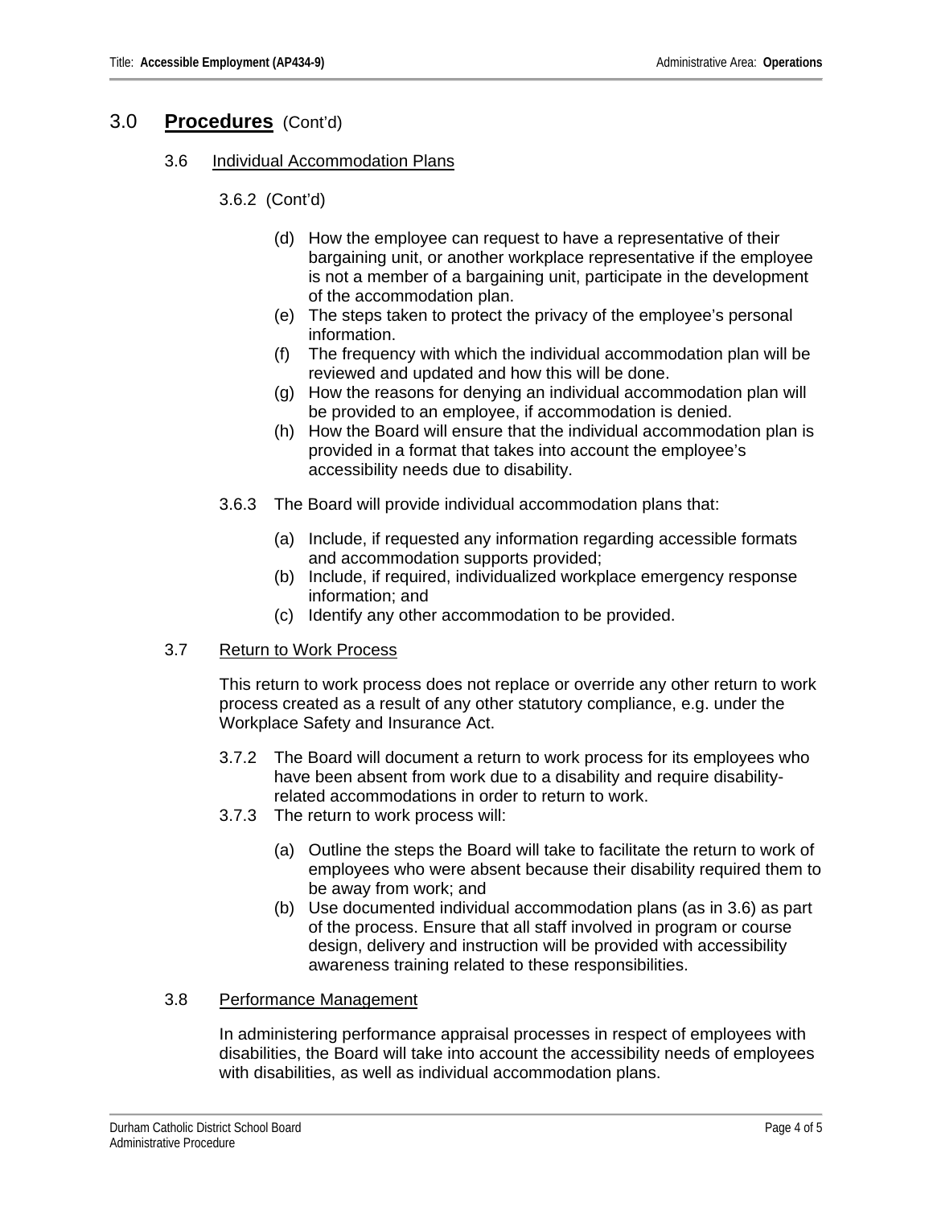## 3.0 **Procedures** (Cont'd)

### 3.6 Individual Accommodation Plans

3.6.2 (Cont'd)

(d) How the employee can request to have a representative of their bargaining unit, or another workplace representative if the employee is not a member of a bargaining unit, participate in the development of the accommodation plan.

(e) The steps taken to protect the privacy of the employee's personal information.

(f) The frequency with which the individual accommodation plan will be reviewed and updated and how this will be done.

(g) How the reasons for denying an individual accommodation plan will be provided to an employee, if accommodation is denied.

(h) How the Board will ensure that the individual accommodation plan is provided in a format that takes into account the employee's accessibility needs due to disability.

3.6.3 The Board will provide individual accommodation plans that:

(a) Include, if requested any information regarding accessible formats and accommodation supports provided;

(b) Include, if required, individualized workplace emergency response information; and

(c) Identify any other accommodation to be provided.

### 3.7 Return to Work Process

This return to work process does not replace or override any other return to work process created as a result of any other statutory compliance, e.g. under the Workplace Safety and Insurance Act.

3.7.2 The Board will document a return to work process for its employees who have been absent from work due to a disability and require disability-related accommodations in order to return to work.

3.7.3 The return to work process will:

(a) Outline the steps the Board will take to facilitate the return to work of employees who were absent because their disability required them to be away from work; and

(b) Use documented individual accommodation plans (as in 3.6) as part of the process. Ensure that all staff involved in program or course design, delivery and instruction will be provided with accessibility awareness training related to these responsibilities.

### 3.8 Performance Management

In administering performance appraisal processes in respect of employees with disabilities, the Board will take into account the accessibility needs of employees with disabilities, as well as individual accommodation plans.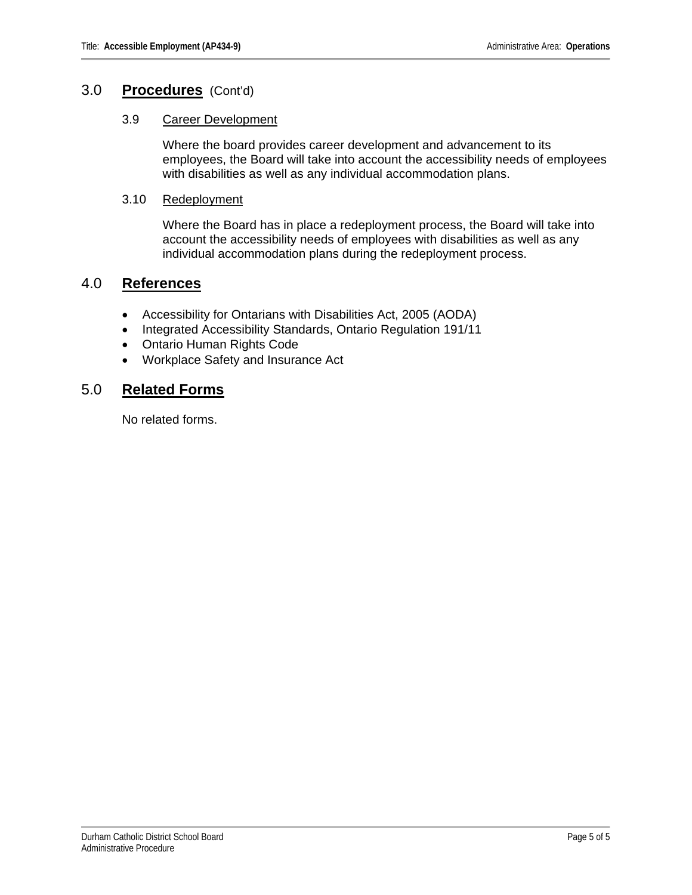## 3.0 **Procedures** (Cont'd)

### 3.9 Career Development

Where the board provides career development and advancement to its employees, the Board will take into account the accessibility needs of employees with disabilities as well as any individual accommodation plans.

### 3.10 Redeployment

Where the Board has in place a redeployment process, the Board will take into account the accessibility needs of employees with disabilities as well as any individual accommodation plans during the redeployment process.

## 4.0 **References**

- Accessibility for Ontarians with Disabilities Act, 2005 (AODA)
- Integrated Accessibility Standards, Ontario Regulation 191/11
- Ontario Human Rights Code
- Workplace Safety and Insurance Act

## 5.0 **Related Forms**

No related forms.